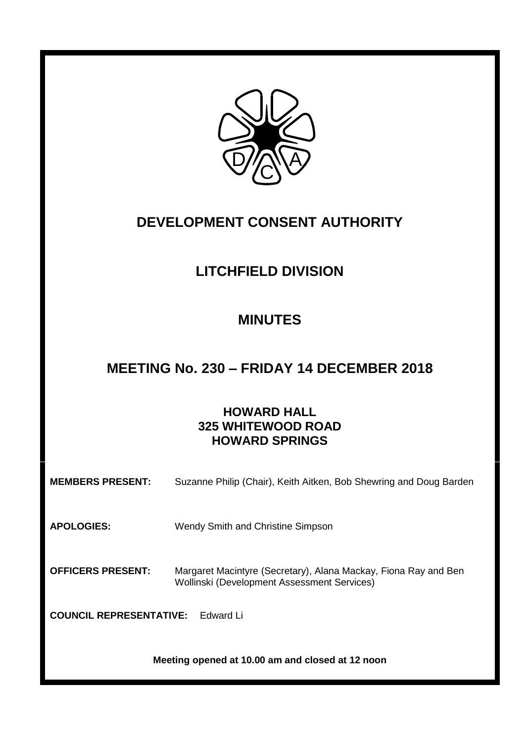# DEVELOPMENT CONSENT AUTHORITY

## LITCHFIELD DIVISION

## MINUTES

## MEETING No. 230 – FRIDAY 14 DECEMBER 2018

### HOWARD HALL
### 325 WHITEWOOD ROAD
### HOWARD SPRINGS

**MEMBERS PRESENT:** Suzanne Philip (Chair), Keith Aitken, Bob Shewring and Doug Barden

**APOLOGIES:** Wendy Smith and Christine Simpson

**OFFICERS PRESENT:** Margaret Macintyre (Secretary), Alana Mackay, Fiona Ray and Ben Wollinski (Development Assessment Services)

**COUNCIL REPRESENTATIVE:** Edward Li

**Meeting opened at 10.00 am and closed at 12 noon**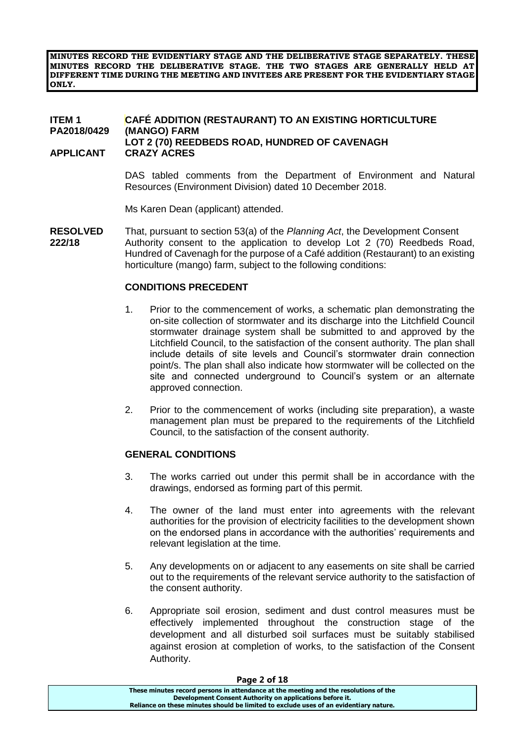**MINUTES RECORD THE EVIDENTIARY STAGE AND THE DELIBERATIVE STAGE SEPARATELY. THESE MINUTES RECORD THE DELIBERATIVE STAGE. THE TWO STAGES ARE GENERALLY HELD AT DIFFERENT TIME DURING THE MEETING AND INVITEES ARE PRESENT FOR THE EVIDENTIARY STAGE ONLY.**

**ITEM 1 PA2018/0429** **CAFÉ ADDITION (RESTAURANT) TO AN EXISTING HORTICULTURE (MANGO) FARM**
**LOT 2 (70) REEDBEDS ROAD, HUNDRED OF CAVENAGH**
**APPLICANT** **CRAZY ACRES**

DAS tabled comments from the Department of Environment and Natural Resources (Environment Division) dated 10 December 2018.

Ms Karen Dean (applicant) attended.

**RESOLVED 222/18** That, pursuant to section 53(a) of the *Planning Act*, the Development Consent Authority consent to the application to develop Lot 2 (70) Reedbeds Road, Hundred of Cavenagh for the purpose of a Café addition (Restaurant) to an existing horticulture (mango) farm, subject to the following conditions:

**CONDITIONS PRECEDENT**

1. Prior to the commencement of works, a schematic plan demonstrating the on-site collection of stormwater and its discharge into the Litchfield Council stormwater drainage system shall be submitted to and approved by the Litchfield Council, to the satisfaction of the consent authority. The plan shall include details of site levels and Council's stormwater drain connection point/s. The plan shall also indicate how stormwater will be collected on the site and connected underground to Council's system or an alternate approved connection.

2. Prior to the commencement of works (including site preparation), a waste management plan must be prepared to the requirements of the Litchfield Council, to the satisfaction of the consent authority.

**GENERAL CONDITIONS**

3. The works carried out under this permit shall be in accordance with the drawings, endorsed as forming part of this permit.

4. The owner of the land must enter into agreements with the relevant authorities for the provision of electricity facilities to the development shown on the endorsed plans in accordance with the authorities' requirements and relevant legislation at the time.

5. Any developments on or adjacent to any easements on site shall be carried out to the requirements of the relevant service authority to the satisfaction of the consent authority.

6. Appropriate soil erosion, sediment and dust control measures must be effectively implemented throughout the construction stage of the development and all disturbed soil surfaces must be suitably stabilised against erosion at completion of works, to the satisfaction of the Consent Authority.

These minutes record persons in attendance at the meeting and the resolutions of the Development Consent Authority on applications before it.
Reliance on these minutes should be limited to exclude uses of an evidentiary nature.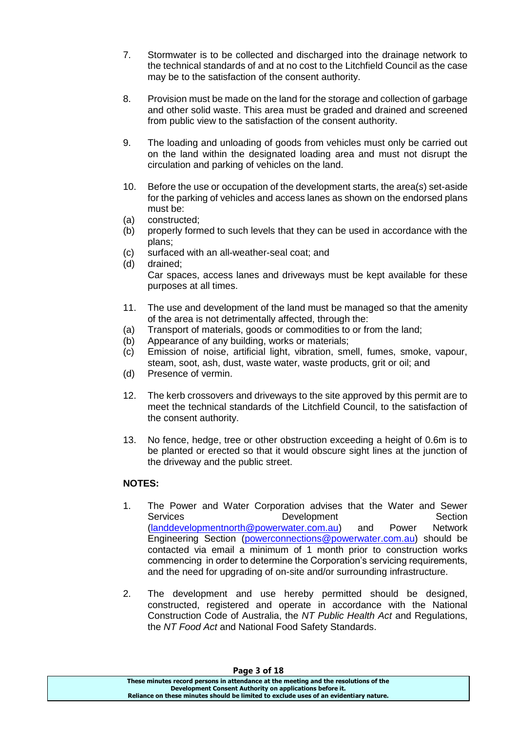7. Stormwater is to be collected and discharged into the drainage network to the technical standards of and at no cost to the Litchfield Council as the case may be to the satisfaction of the consent authority.

8. Provision must be made on the land for the storage and collection of garbage and other solid waste. This area must be graded and drained and screened from public view to the satisfaction of the consent authority.

9. The loading and unloading of goods from vehicles must only be carried out on the land within the designated loading area and must not disrupt the circulation and parking of vehicles on the land.

10. Before the use or occupation of the development starts, the area(*s*) set-aside for the parking of vehicles and access lanes as shown on the endorsed plans must be:
(a) constructed;
(b) properly formed to such levels that they can be used in accordance with the plans;
(c) surfaced with an all-weather-seal coat; and
(d) drained;
Car spaces, access lanes and driveways must be kept available for these purposes at all times.

11. The use and development of the land must be managed so that the amenity of the area is not detrimentally affected, through the:
(a) Transport of materials, goods or commodities to or from the land;
(b) Appearance of any building, works or materials;
(c) Emission of noise, artificial light, vibration, smell, fumes, smoke, vapour, steam, soot, ash, dust, waste water, waste products, grit or oil; and
(d) Presence of vermin.

12. The kerb crossovers and driveways to the site approved by this permit are to meet the technical standards of the Litchfield Council, to the satisfaction of the consent authority.

13. No fence, hedge, tree or other obstruction exceeding a height of 0.6m is to be planted or erected so that it would obscure sight lines at the junction of the driveway and the public street.

**NOTES:**

1. The Power and Water Corporation advises that the Water and Sewer Services Development Section (landdevelopmentnorth@powerwater.com.au) and Power Network Engineering Section (powerconnections@powerwater.com.au) should be contacted via email a minimum of 1 month prior to construction works commencing in order to determine the Corporation's servicing requirements, and the need for upgrading of on-site and/or surrounding infrastructure.

2. The development and use hereby permitted should be designed, constructed, registered and operate in accordance with the National Construction Code of Australia, the *NT Public Health Act* and Regulations, the *NT Food Act* and National Food Safety Standards.

**These minutes record persons in attendance at the meeting and the resolutions of the Development Consent Authority on applications before it. Reliance on these minutes should be limited to exclude uses of an evidentiary nature.**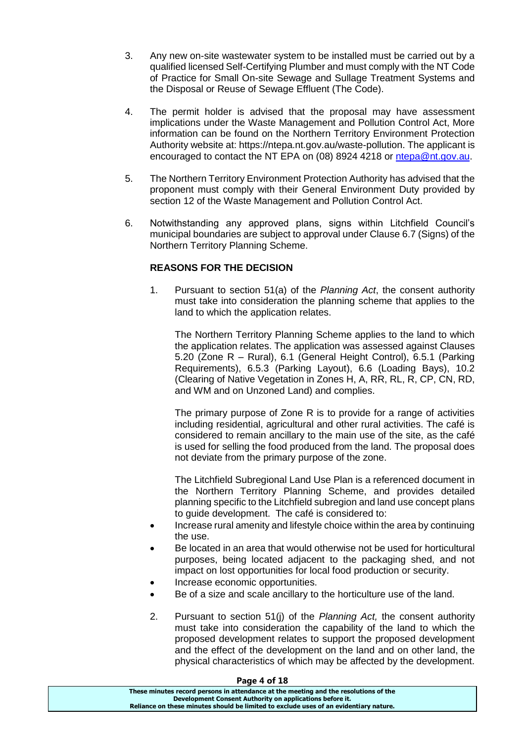3. Any new on-site wastewater system to be installed must be carried out by a qualified licensed Self-Certifying Plumber and must comply with the NT Code of Practice for Small On-site Sewage and Sullage Treatment Systems and the Disposal or Reuse of Sewage Effluent (The Code).

4. The permit holder is advised that the proposal may have assessment implications under the Waste Management and Pollution Control Act, More information can be found on the Northern Territory Environment Protection Authority website at: https://ntepa.nt.gov.au/waste-pollution. The applicant is encouraged to contact the NT EPA on (08) 8924 4218 or ntepa@nt.gov.au.

5. The Northern Territory Environment Protection Authority has advised that the proponent must comply with their General Environment Duty provided by section 12 of the Waste Management and Pollution Control Act.

6. Notwithstanding any approved plans, signs within Litchfield Council's municipal boundaries are subject to approval under Clause 6.7 (Signs) of the Northern Territory Planning Scheme.

**REASONS FOR THE DECISION**

1. Pursuant to section 51(a) of the *Planning Act*, the consent authority must take into consideration the planning scheme that applies to the land to which the application relates.

   The Northern Territory Planning Scheme applies to the land to which the application relates. The application was assessed against Clauses 5.20 (Zone R – Rural), 6.1 (General Height Control), 6.5.1 (Parking Requirements), 6.5.3 (Parking Layout), 6.6 (Loading Bays), 10.2 (Clearing of Native Vegetation in Zones H, A, RR, RL, R, CP, CN, RD, and WM and on Unzoned Land) and complies.

   The primary purpose of Zone R is to provide for a range of activities including residential, agricultural and other rural activities. The café is considered to remain ancillary to the main use of the site, as the café is used for selling the food produced from the land. The proposal does not deviate from the primary purpose of the zone.

   The Litchfield Subregional Land Use Plan is a referenced document in the Northern Territory Planning Scheme, and provides detailed planning specific to the Litchfield subregion and land use concept plans to guide development. The café is considered to:

   - Increase rural amenity and lifestyle choice within the area by continuing the use.
   - Be located in an area that would otherwise not be used for horticultural purposes, being located adjacent to the packaging shed, and not impact on lost opportunities for local food production or security.
   - Increase economic opportunities.
   - Be of a size and scale ancillary to the horticulture use of the land.

2. Pursuant to section 51(j) of the *Planning Act,* the consent authority must take into consideration the capability of the land to which the proposed development relates to support the proposed development and the effect of the development on the land and on other land, the physical characteristics of which may be affected by the development.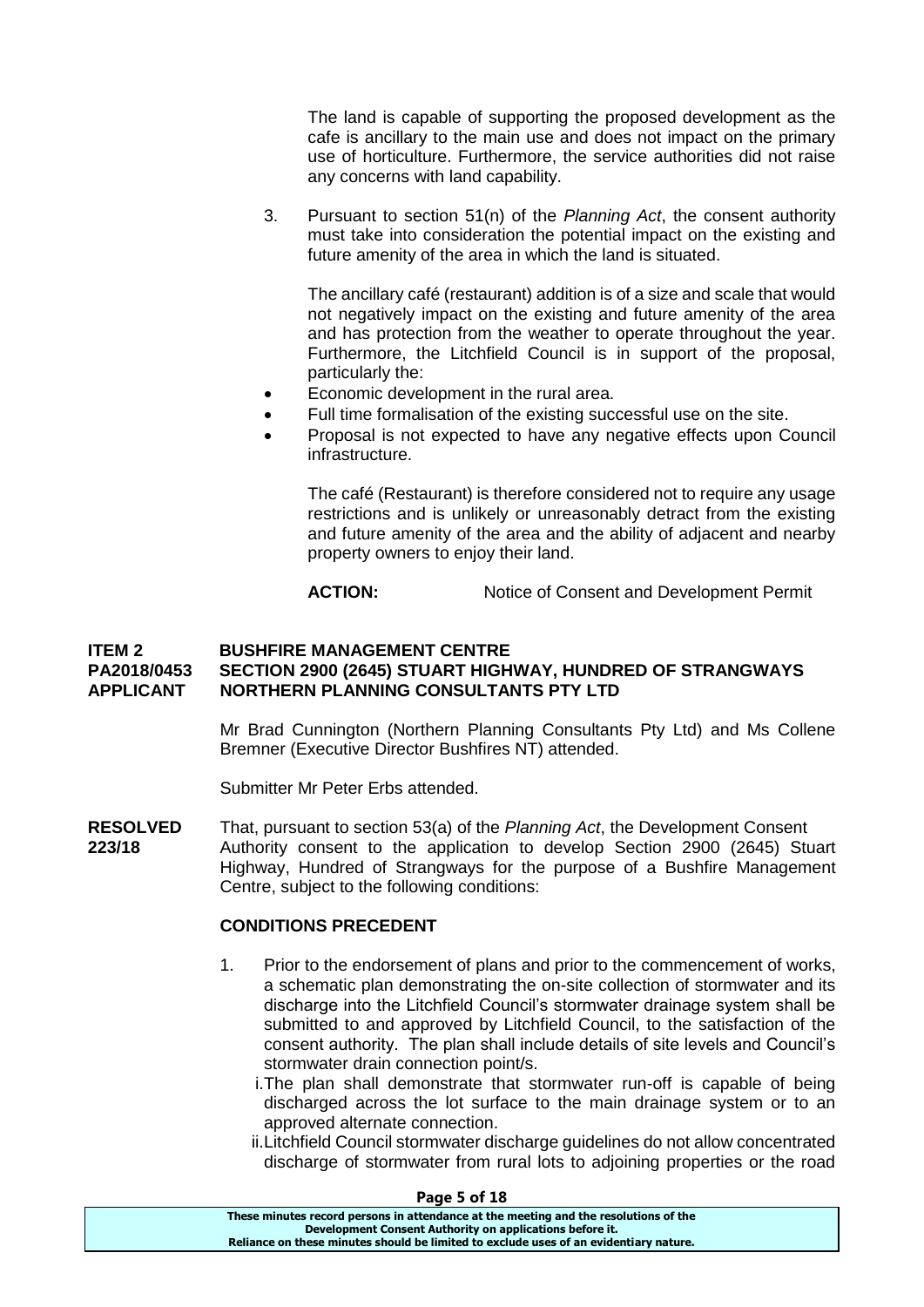The land is capable of supporting the proposed development as the cafe is ancillary to the main use and does not impact on the primary use of horticulture. Furthermore, the service authorities did not raise any concerns with land capability.

3. Pursuant to section 51(n) of the *Planning Act*, the consent authority must take into consideration the potential impact on the existing and future amenity of the area in which the land is situated.

   The ancillary café (restaurant) addition is of a size and scale that would not negatively impact on the existing and future amenity of the area and has protection from the weather to operate throughout the year. Furthermore, the Litchfield Council is in support of the proposal, particularly the:

   - Economic development in the rural area.
   - Full time formalisation of the existing successful use on the site.
   - Proposal is not expected to have any negative effects upon Council infrastructure.

   The café (Restaurant) is therefore considered not to require any usage restrictions and is unlikely or unreasonably detract from the existing and future amenity of the area and the ability of adjacent and nearby property owners to enjoy their land.

**ACTION:** Notice of Consent and Development Permit

**ITEM 2 BUSHFIRE MANAGEMENT CENTRE**
**PA2018/0453 SECTION 2900 (2645) STUART HIGHWAY, HUNDRED OF STRANGWAYS**
**APPLICANT NORTHERN PLANNING CONSULTANTS PTY LTD**

Mr Brad Cunnington (Northern Planning Consultants Pty Ltd) and Ms Collene Bremner (Executive Director Bushfires NT) attended.

Submitter Mr Peter Erbs attended.

**RESOLVED 223/18** That, pursuant to section 53(a) of the *Planning Act*, the Development Consent Authority consent to the application to develop Section 2900 (2645) Stuart Highway, Hundred of Strangways for the purpose of a Bushfire Management Centre, subject to the following conditions:

**CONDITIONS PRECEDENT**

1. Prior to the endorsement of plans and prior to the commencement of works, a schematic plan demonstrating the on-site collection of stormwater and its discharge into the Litchfield Council's stormwater drainage system shall be submitted to and approved by Litchfield Council, to the satisfaction of the consent authority. The plan shall include details of site levels and Council's stormwater drain connection point/s.
   i. The plan shall demonstrate that stormwater run-off is capable of being discharged across the lot surface to the main drainage system or to an approved alternate connection.
   ii. Litchfield Council stormwater discharge guidelines do not allow concentrated discharge of stormwater from rural lots to adjoining properties or the road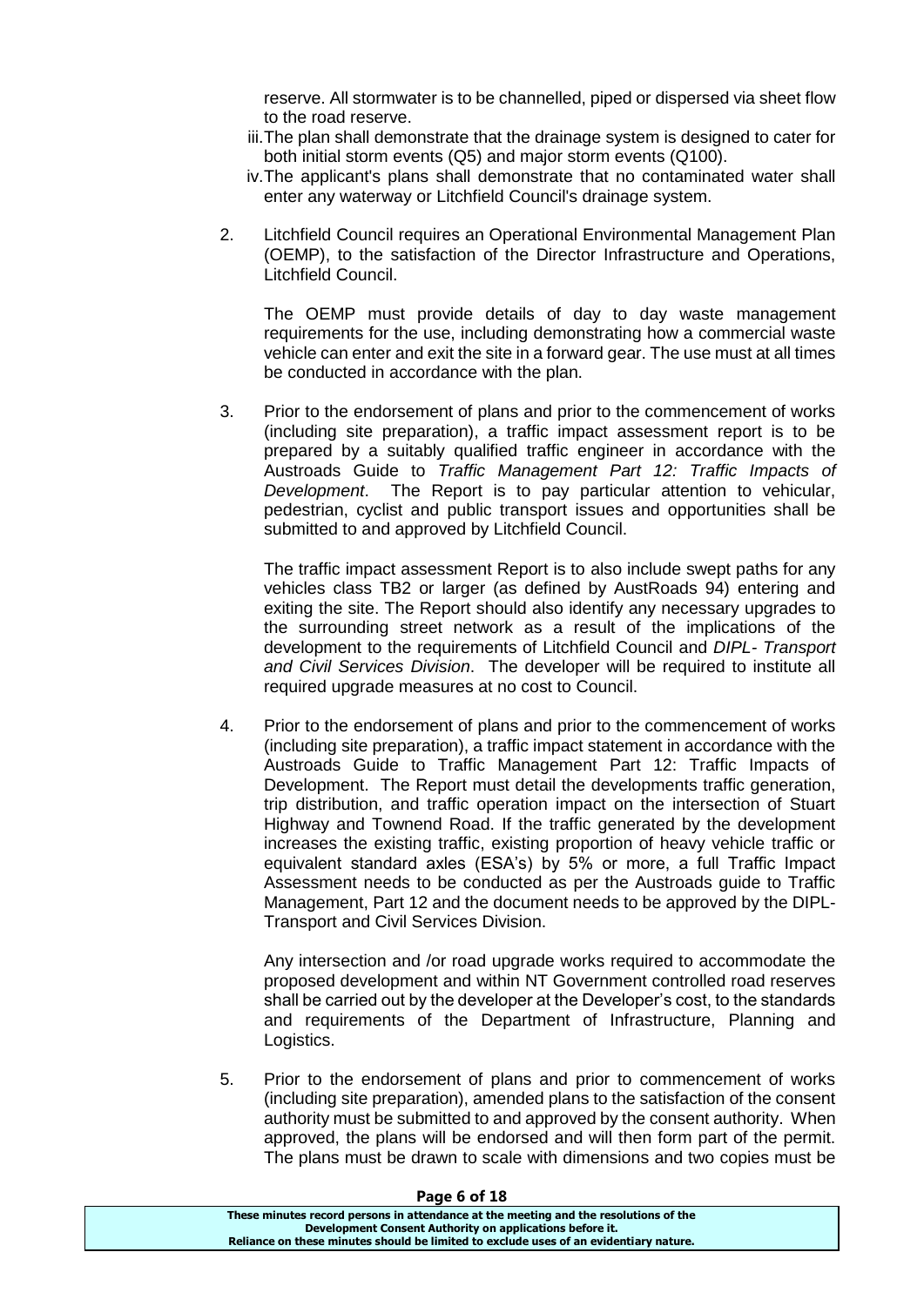reserve. All stormwater is to be channelled, piped or dispersed via sheet flow to the road reserve.

iii. The plan shall demonstrate that the drainage system is designed to cater for both initial storm events (Q5) and major storm events (Q100).

iv. The applicant's plans shall demonstrate that no contaminated water shall enter any waterway or Litchfield Council's drainage system.

2. Litchfield Council requires an Operational Environmental Management Plan (OEMP), to the satisfaction of the Director Infrastructure and Operations, Litchfield Council.

   The OEMP must provide details of day to day waste management requirements for the use, including demonstrating how a commercial waste vehicle can enter and exit the site in a forward gear. The use must at all times be conducted in accordance with the plan.

3. Prior to the endorsement of plans and prior to the commencement of works (including site preparation), a traffic impact assessment report is to be prepared by a suitably qualified traffic engineer in accordance with the Austroads Guide to *Traffic Management Part 12: Traffic Impacts of Development*. The Report is to pay particular attention to vehicular, pedestrian, cyclist and public transport issues and opportunities shall be submitted to and approved by Litchfield Council.

   The traffic impact assessment Report is to also include swept paths for any vehicles class TB2 or larger (as defined by AustRoads 94) entering and exiting the site. The Report should also identify any necessary upgrades to the surrounding street network as a result of the implications of the development to the requirements of Litchfield Council and *DIPL- Transport and Civil Services Division*. The developer will be required to institute all required upgrade measures at no cost to Council.

4. Prior to the endorsement of plans and prior to the commencement of works (including site preparation), a traffic impact statement in accordance with the Austroads Guide to Traffic Management Part 12: Traffic Impacts of Development. The Report must detail the developments traffic generation, trip distribution, and traffic operation impact on the intersection of Stuart Highway and Townend Road. If the traffic generated by the development increases the existing traffic, existing proportion of heavy vehicle traffic or equivalent standard axles (ESA's) by 5% or more, a full Traffic Impact Assessment needs to be conducted as per the Austroads guide to Traffic Management, Part 12 and the document needs to be approved by the DIPL-Transport and Civil Services Division.

   Any intersection and /or road upgrade works required to accommodate the proposed development and within NT Government controlled road reserves shall be carried out by the developer at the Developer's cost, to the standards and requirements of the Department of Infrastructure, Planning and Logistics.

5. Prior to the endorsement of plans and prior to commencement of works (including site preparation), amended plans to the satisfaction of the consent authority must be submitted to and approved by the consent authority. When approved, the plans will be endorsed and will then form part of the permit. The plans must be drawn to scale with dimensions and two copies must be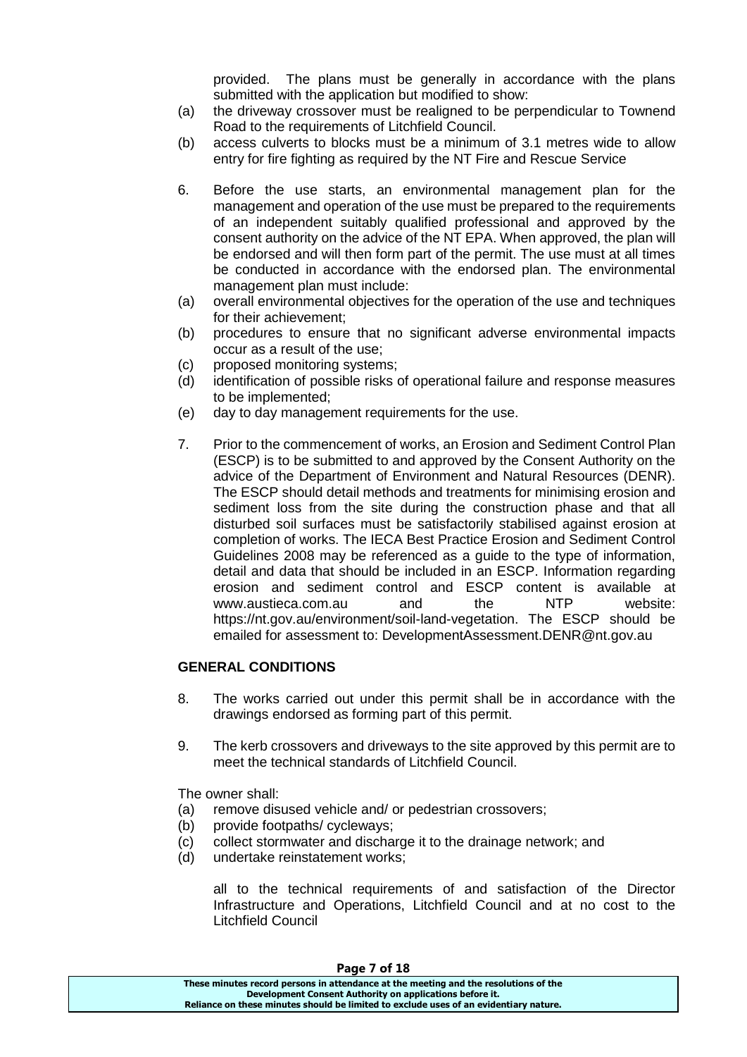provided. The plans must be generally in accordance with the plans submitted with the application but modified to show:

(a) the driveway crossover must be realigned to be perpendicular to Townend Road to the requirements of Litchfield Council.

(b) access culverts to blocks must be a minimum of 3.1 metres wide to allow entry for fire fighting as required by the NT Fire and Rescue Service

6. Before the use starts, an environmental management plan for the management and operation of the use must be prepared to the requirements of an independent suitably qualified professional and approved by the consent authority on the advice of the NT EPA. When approved, the plan will be endorsed and will then form part of the permit. The use must at all times be conducted in accordance with the endorsed plan. The environmental management plan must include:

(a) overall environmental objectives for the operation of the use and techniques for their achievement;

(b) procedures to ensure that no significant adverse environmental impacts occur as a result of the use;

(c) proposed monitoring systems;

(d) identification of possible risks of operational failure and response measures to be implemented;

(e) day to day management requirements for the use.

7. Prior to the commencement of works, an Erosion and Sediment Control Plan (ESCP) is to be submitted to and approved by the Consent Authority on the advice of the Department of Environment and Natural Resources (DENR). The ESCP should detail methods and treatments for minimising erosion and sediment loss from the site during the construction phase and that all disturbed soil surfaces must be satisfactorily stabilised against erosion at completion of works. The IECA Best Practice Erosion and Sediment Control Guidelines 2008 may be referenced as a guide to the type of information, detail and data that should be included in an ESCP. Information regarding erosion and sediment control and ESCP content is available at www.austieca.com.au and the NTP website: https://nt.gov.au/environment/soil-land-vegetation. The ESCP should be emailed for assessment to: DevelopmentAssessment.DENR@nt.gov.au

**GENERAL CONDITIONS**

8. The works carried out under this permit shall be in accordance with the drawings endorsed as forming part of this permit.

9. The kerb crossovers and driveways to the site approved by this permit are to meet the technical standards of Litchfield Council.

The owner shall:

(a) remove disused vehicle and/ or pedestrian crossovers;

(b) provide footpaths/ cycleways;

(c) collect stormwater and discharge it to the drainage network; and

(d) undertake reinstatement works;

all to the technical requirements of and satisfaction of the Director Infrastructure and Operations, Litchfield Council and at no cost to the Litchfield Council

These minutes record persons in attendance at the meeting and the resolutions of the Development Consent Authority on applications before it. Reliance on these minutes should be limited to exclude uses of an evidentiary nature.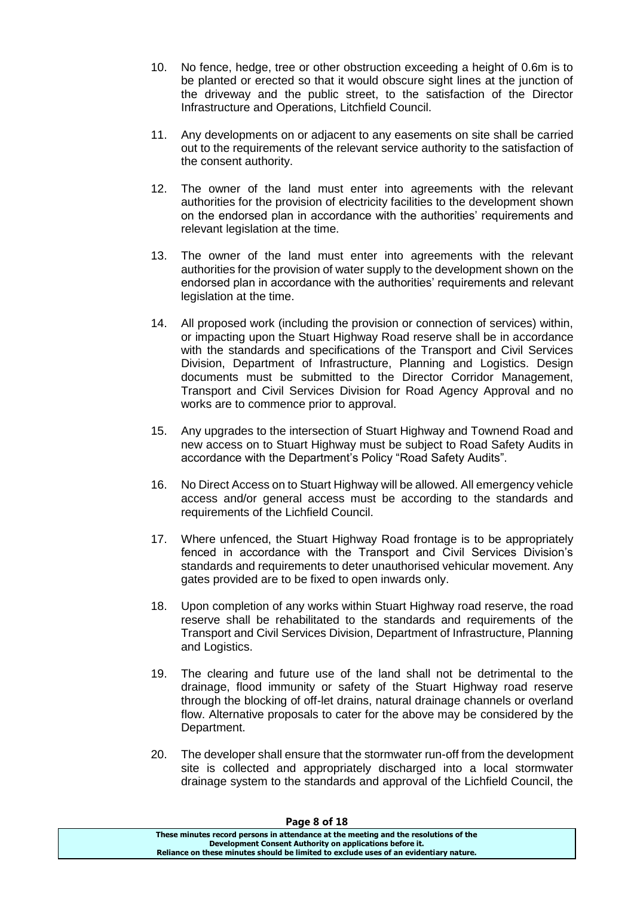10. No fence, hedge, tree or other obstruction exceeding a height of 0.6m is to be planted or erected so that it would obscure sight lines at the junction of the driveway and the public street, to the satisfaction of the Director Infrastructure and Operations, Litchfield Council.

11. Any developments on or adjacent to any easements on site shall be carried out to the requirements of the relevant service authority to the satisfaction of the consent authority.

12. The owner of the land must enter into agreements with the relevant authorities for the provision of electricity facilities to the development shown on the endorsed plan in accordance with the authorities' requirements and relevant legislation at the time.

13. The owner of the land must enter into agreements with the relevant authorities for the provision of water supply to the development shown on the endorsed plan in accordance with the authorities' requirements and relevant legislation at the time.

14. All proposed work (including the provision or connection of services) within, or impacting upon the Stuart Highway Road reserve shall be in accordance with the standards and specifications of the Transport and Civil Services Division, Department of Infrastructure, Planning and Logistics. Design documents must be submitted to the Director Corridor Management, Transport and Civil Services Division for Road Agency Approval and no works are to commence prior to approval.

15. Any upgrades to the intersection of Stuart Highway and Townend Road and new access on to Stuart Highway must be subject to Road Safety Audits in accordance with the Department's Policy "Road Safety Audits".

16. No Direct Access on to Stuart Highway will be allowed. All emergency vehicle access and/or general access must be according to the standards and requirements of the Lichfield Council.

17. Where unfenced, the Stuart Highway Road frontage is to be appropriately fenced in accordance with the Transport and Civil Services Division's standards and requirements to deter unauthorised vehicular movement. Any gates provided are to be fixed to open inwards only.

18. Upon completion of any works within Stuart Highway road reserve, the road reserve shall be rehabilitated to the standards and requirements of the Transport and Civil Services Division, Department of Infrastructure, Planning and Logistics.

19. The clearing and future use of the land shall not be detrimental to the drainage, flood immunity or safety of the Stuart Highway road reserve through the blocking of off-let drains, natural drainage channels or overland flow. Alternative proposals to cater for the above may be considered by the Department.

20. The developer shall ensure that the stormwater run-off from the development site is collected and appropriately discharged into a local stormwater drainage system to the standards and approval of the Lichfield Council, the

These minutes record persons in attendance at the meeting and the resolutions of the Development Consent Authority on applications before it.
Reliance on these minutes should be limited to exclude uses of an evidentiary nature.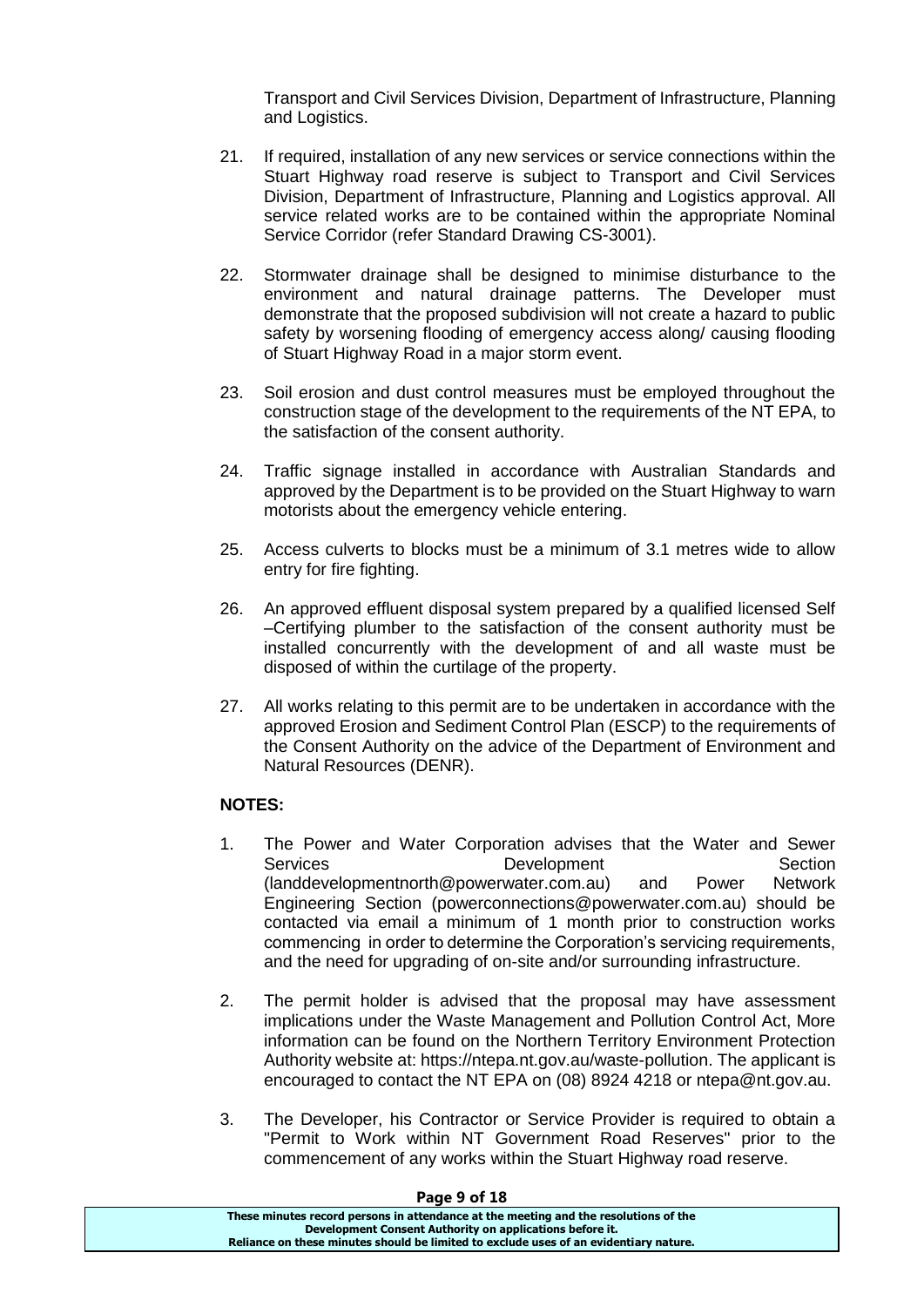Transport and Civil Services Division, Department of Infrastructure, Planning and Logistics.

21. If required, installation of any new services or service connections within the Stuart Highway road reserve is subject to Transport and Civil Services Division, Department of Infrastructure, Planning and Logistics approval. All service related works are to be contained within the appropriate Nominal Service Corridor (refer Standard Drawing CS-3001).

22. Stormwater drainage shall be designed to minimise disturbance to the environment and natural drainage patterns. The Developer must demonstrate that the proposed subdivision will not create a hazard to public safety by worsening flooding of emergency access along/ causing flooding of Stuart Highway Road in a major storm event.

23. Soil erosion and dust control measures must be employed throughout the construction stage of the development to the requirements of the NT EPA, to the satisfaction of the consent authority.

24. Traffic signage installed in accordance with Australian Standards and approved by the Department is to be provided on the Stuart Highway to warn motorists about the emergency vehicle entering.

25. Access culverts to blocks must be a minimum of 3.1 metres wide to allow entry for fire fighting.

26. An approved effluent disposal system prepared by a qualified licensed Self –Certifying plumber to the satisfaction of the consent authority must be installed concurrently with the development of and all waste must be disposed of within the curtilage of the property.

27. All works relating to this permit are to be undertaken in accordance with the approved Erosion and Sediment Control Plan (ESCP) to the requirements of the Consent Authority on the advice of the Department of Environment and Natural Resources (DENR).

**NOTES:**

1. The Power and Water Corporation advises that the Water and Sewer Services Development Section (landdevelopmentnorth@powerwater.com.au) and Power Network Engineering Section (powerconnections@powerwater.com.au) should be contacted via email a minimum of 1 month prior to construction works commencing in order to determine the Corporation's servicing requirements, and the need for upgrading of on-site and/or surrounding infrastructure.

2. The permit holder is advised that the proposal may have assessment implications under the Waste Management and Pollution Control Act, More information can be found on the Northern Territory Environment Protection Authority website at: https://ntepa.nt.gov.au/waste-pollution. The applicant is encouraged to contact the NT EPA on (08) 8924 4218 or ntepa@nt.gov.au.

3. The Developer, his Contractor or Service Provider is required to obtain a "Permit to Work within NT Government Road Reserves" prior to the commencement of any works within the Stuart Highway road reserve.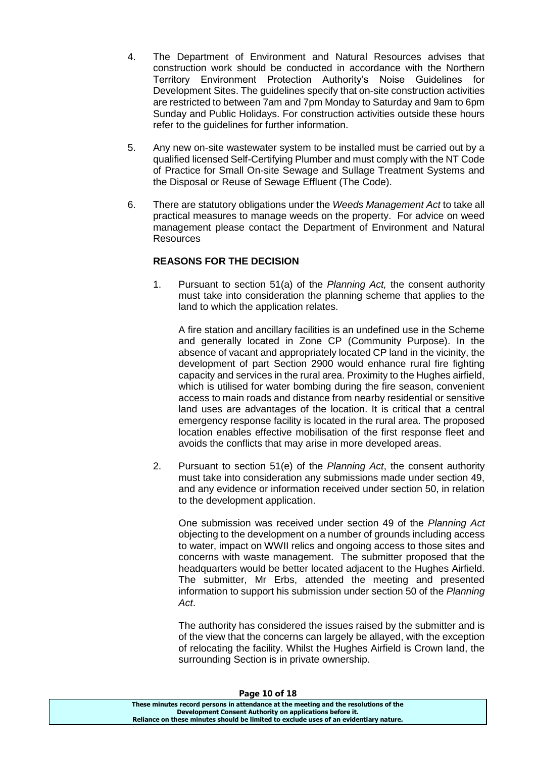4. The Department of Environment and Natural Resources advises that construction work should be conducted in accordance with the Northern Territory Environment Protection Authority's Noise Guidelines for Development Sites. The guidelines specify that on-site construction activities are restricted to between 7am and 7pm Monday to Saturday and 9am to 6pm Sunday and Public Holidays. For construction activities outside these hours refer to the guidelines for further information.

5. Any new on-site wastewater system to be installed must be carried out by a qualified licensed Self-Certifying Plumber and must comply with the NT Code of Practice for Small On-site Sewage and Sullage Treatment Systems and the Disposal or Reuse of Sewage Effluent (The Code).

6. There are statutory obligations under the *Weeds Management Act* to take all practical measures to manage weeds on the property. For advice on weed management please contact the Department of Environment and Natural Resources

**REASONS FOR THE DECISION**

1. Pursuant to section 51(a) of the *Planning Act,* the consent authority must take into consideration the planning scheme that applies to the land to which the application relates.

   A fire station and ancillary facilities is an undefined use in the Scheme and generally located in Zone CP (Community Purpose). In the absence of vacant and appropriately located CP land in the vicinity, the development of part Section 2900 would enhance rural fire fighting capacity and services in the rural area. Proximity to the Hughes airfield, which is utilised for water bombing during the fire season, convenient access to main roads and distance from nearby residential or sensitive land uses are advantages of the location. It is critical that a central emergency response facility is located in the rural area. The proposed location enables effective mobilisation of the first response fleet and avoids the conflicts that may arise in more developed areas.

2. Pursuant to section 51(e) of the *Planning Act*, the consent authority must take into consideration any submissions made under section 49, and any evidence or information received under section 50, in relation to the development application.

   One submission was received under section 49 of the *Planning Act* objecting to the development on a number of grounds including access to water, impact on WWII relics and ongoing access to those sites and concerns with waste management. The submitter proposed that the headquarters would be better located adjacent to the Hughes Airfield. The submitter, Mr Erbs, attended the meeting and presented information to support his submission under section 50 of the *Planning Act*.

   The authority has considered the issues raised by the submitter and is of the view that the concerns can largely be allayed, with the exception of relocating the facility. Whilst the Hughes Airfield is Crown land, the surrounding Section is in private ownership.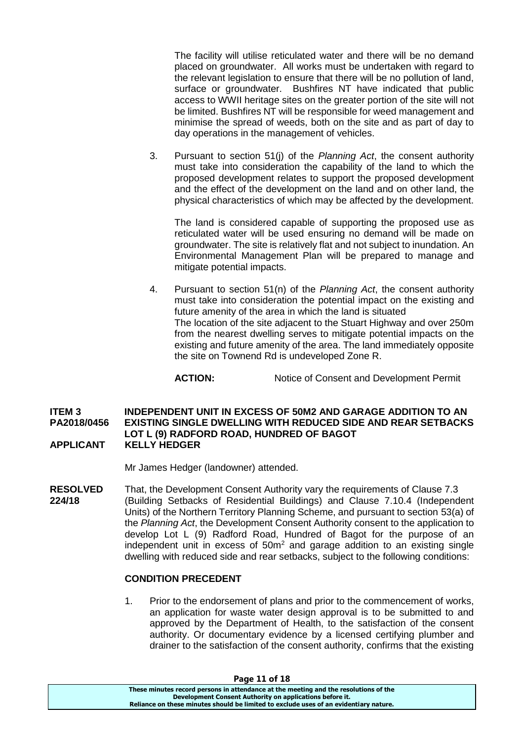The facility will utilise reticulated water and there will be no demand placed on groundwater. All works must be undertaken with regard to the relevant legislation to ensure that there will be no pollution of land, surface or groundwater. Bushfires NT have indicated that public access to WWII heritage sites on the greater portion of the site will not be limited. Bushfires NT will be responsible for weed management and minimise the spread of weeds, both on the site and as part of day to day operations in the management of vehicles.

3. Pursuant to section 51(j) of the *Planning Act*, the consent authority must take into consideration the capability of the land to which the proposed development relates to support the proposed development and the effect of the development on the land and on other land, the physical characteristics of which may be affected by the development.

   The land is considered capable of supporting the proposed use as reticulated water will be used ensuring no demand will be made on groundwater. The site is relatively flat and not subject to inundation. An Environmental Management Plan will be prepared to manage and mitigate potential impacts.

4. Pursuant to section 51(n) of the *Planning Act*, the consent authority must take into consideration the potential impact on the existing and future amenity of the area in which the land is situated
   The location of the site adjacent to the Stuart Highway and over 250m from the nearest dwelling serves to mitigate potential impacts on the existing and future amenity of the area. The land immediately opposite the site on Townend Rd is undeveloped Zone R.

**ACTION:** Notice of Consent and Development Permit

**ITEM 3 PA2018/0456** **INDEPENDENT UNIT IN EXCESS OF 50M2 AND GARAGE ADDITION TO AN EXISTING SINGLE DWELLING WITH REDUCED SIDE AND REAR SETBACKS LOT L (9) RADFORD ROAD, HUNDRED OF BAGOT**
**APPLICANT** **KELLY HEDGER**

Mr James Hedger (landowner) attended.

**RESOLVED 224/18** That, the Development Consent Authority vary the requirements of Clause 7.3 (Building Setbacks of Residential Buildings) and Clause 7.10.4 (Independent Units) of the Northern Territory Planning Scheme, and pursuant to section 53(a) of the *Planning Act*, the Development Consent Authority consent to the application to develop Lot L (9) Radford Road, Hundred of Bagot for the purpose of an independent unit in excess of 50m$^2$ and garage addition to an existing single dwelling with reduced side and rear setbacks, subject to the following conditions:

**CONDITION PRECEDENT**

1. Prior to the endorsement of plans and prior to the commencement of works, an application for waste water design approval is to be submitted to and approved by the Department of Health, to the satisfaction of the consent authority. Or documentary evidence by a licensed certifying plumber and drainer to the satisfaction of the consent authority, confirms that the existing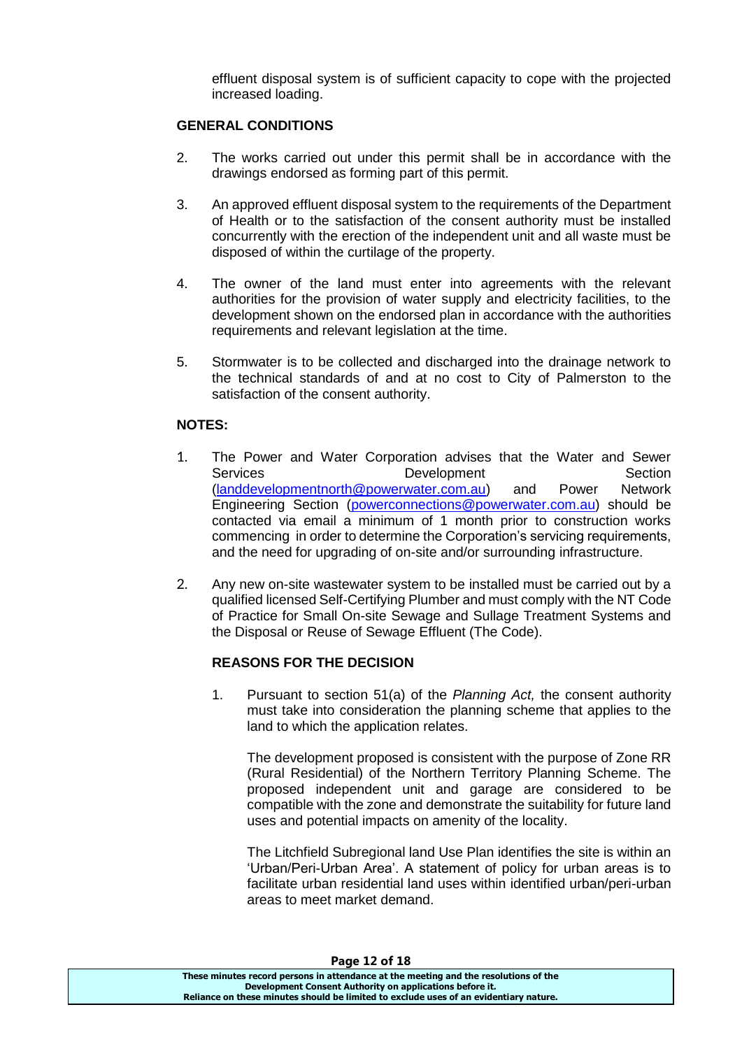effluent disposal system is of sufficient capacity to cope with the projected increased loading.

**GENERAL CONDITIONS**

2. The works carried out under this permit shall be in accordance with the drawings endorsed as forming part of this permit.

3. An approved effluent disposal system to the requirements of the Department of Health or to the satisfaction of the consent authority must be installed concurrently with the erection of the independent unit and all waste must be disposed of within the curtilage of the property.

4. The owner of the land must enter into agreements with the relevant authorities for the provision of water supply and electricity facilities, to the development shown on the endorsed plan in accordance with the authorities requirements and relevant legislation at the time.

5. Stormwater is to be collected and discharged into the drainage network to the technical standards of and at no cost to City of Palmerston to the satisfaction of the consent authority.

**NOTES:**

1. The Power and Water Corporation advises that the Water and Sewer Services Development Section (landdevelopmentnorth@powerwater.com.au) and Power Network Engineering Section (powerconnections@powerwater.com.au) should be contacted via email a minimum of 1 month prior to construction works commencing in order to determine the Corporation's servicing requirements, and the need for upgrading of on-site and/or surrounding infrastructure.

2. Any new on-site wastewater system to be installed must be carried out by a qualified licensed Self-Certifying Plumber and must comply with the NT Code of Practice for Small On-site Sewage and Sullage Treatment Systems and the Disposal or Reuse of Sewage Effluent (The Code).

**REASONS FOR THE DECISION**

1. Pursuant to section 51(a) of the *Planning Act,* the consent authority must take into consideration the planning scheme that applies to the land to which the application relates.

   The development proposed is consistent with the purpose of Zone RR (Rural Residential) of the Northern Territory Planning Scheme. The proposed independent unit and garage are considered to be compatible with the zone and demonstrate the suitability for future land uses and potential impacts on amenity of the locality.

   The Litchfield Subregional land Use Plan identifies the site is within an 'Urban/Peri-Urban Area'. A statement of policy for urban areas is to facilitate urban residential land uses within identified urban/peri-urban areas to meet market demand.

These minutes record persons in attendance at the meeting and the resolutions of the Development Consent Authority on applications before it.
Reliance on these minutes should be limited to exclude uses of an evidentiary nature.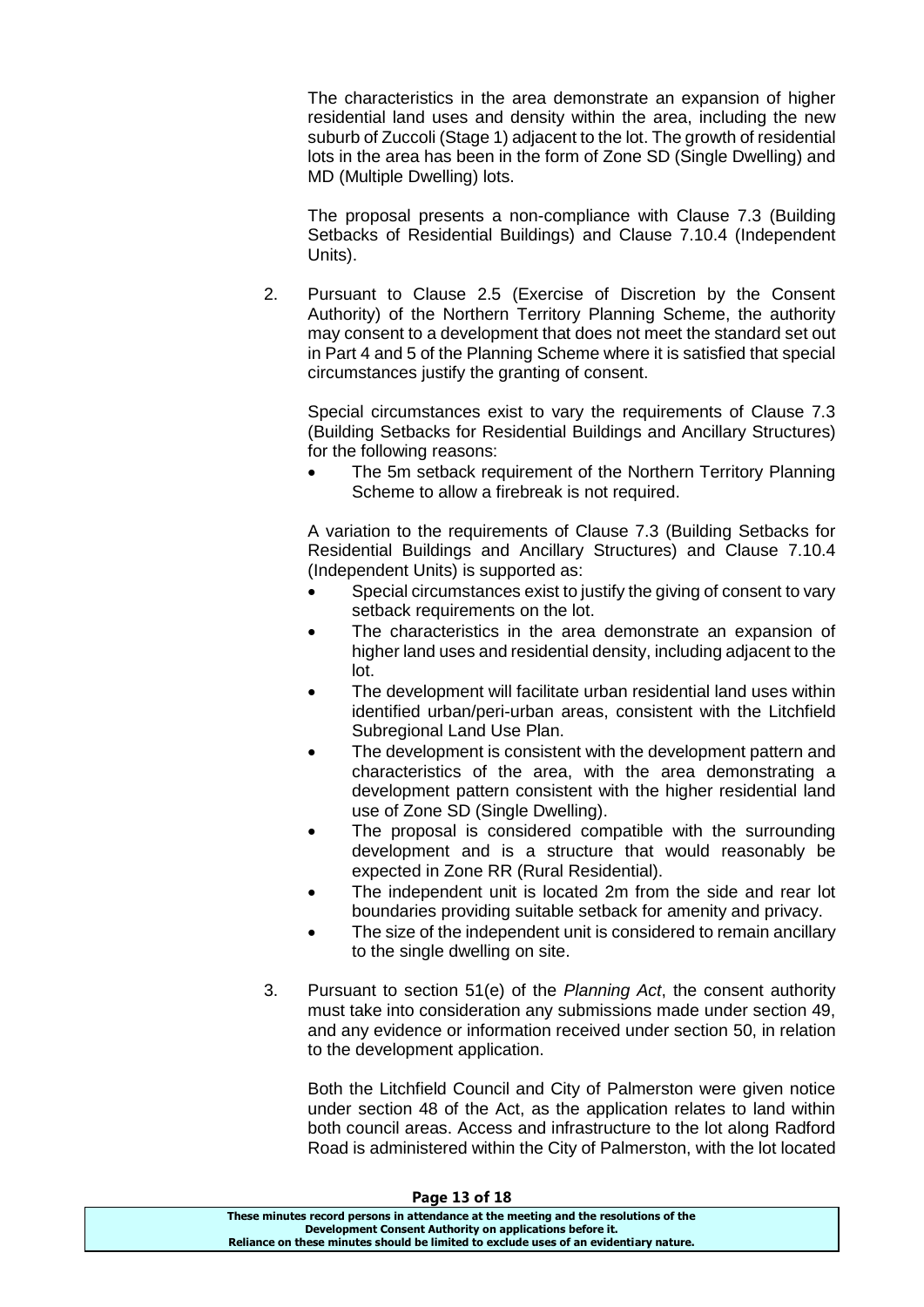The characteristics in the area demonstrate an expansion of higher residential land uses and density within the area, including the new suburb of Zuccoli (Stage 1) adjacent to the lot. The growth of residential lots in the area has been in the form of Zone SD (Single Dwelling) and MD (Multiple Dwelling) lots.

The proposal presents a non-compliance with Clause 7.3 (Building Setbacks of Residential Buildings) and Clause 7.10.4 (Independent Units).

2. Pursuant to Clause 2.5 (Exercise of Discretion by the Consent Authority) of the Northern Territory Planning Scheme, the authority may consent to a development that does not meet the standard set out in Part 4 and 5 of the Planning Scheme where it is satisfied that special circumstances justify the granting of consent.

   Special circumstances exist to vary the requirements of Clause 7.3 (Building Setbacks for Residential Buildings and Ancillary Structures) for the following reasons:

   - The 5m setback requirement of the Northern Territory Planning Scheme to allow a firebreak is not required.

   A variation to the requirements of Clause 7.3 (Building Setbacks for Residential Buildings and Ancillary Structures) and Clause 7.10.4 (Independent Units) is supported as:

   - Special circumstances exist to justify the giving of consent to vary setback requirements on the lot.
   - The characteristics in the area demonstrate an expansion of higher land uses and residential density, including adjacent to the lot.
   - The development will facilitate urban residential land uses within identified urban/peri-urban areas, consistent with the Litchfield Subregional Land Use Plan.
   - The development is consistent with the development pattern and characteristics of the area, with the area demonstrating a development pattern consistent with the higher residential land use of Zone SD (Single Dwelling).
   - The proposal is considered compatible with the surrounding development and is a structure that would reasonably be expected in Zone RR (Rural Residential).
   - The independent unit is located 2m from the side and rear lot boundaries providing suitable setback for amenity and privacy.
   - The size of the independent unit is considered to remain ancillary to the single dwelling on site.

3. Pursuant to section 51(e) of the *Planning Act*, the consent authority must take into consideration any submissions made under section 49, and any evidence or information received under section 50, in relation to the development application.

   Both the Litchfield Council and City of Palmerston were given notice under section 48 of the Act, as the application relates to land within both council areas. Access and infrastructure to the lot along Radford Road is administered within the City of Palmerston, with the lot located

These minutes record persons in attendance at the meeting and the resolutions of the Development Consent Authority on applications before it. Reliance on these minutes should be limited to exclude uses of an evidentiary nature.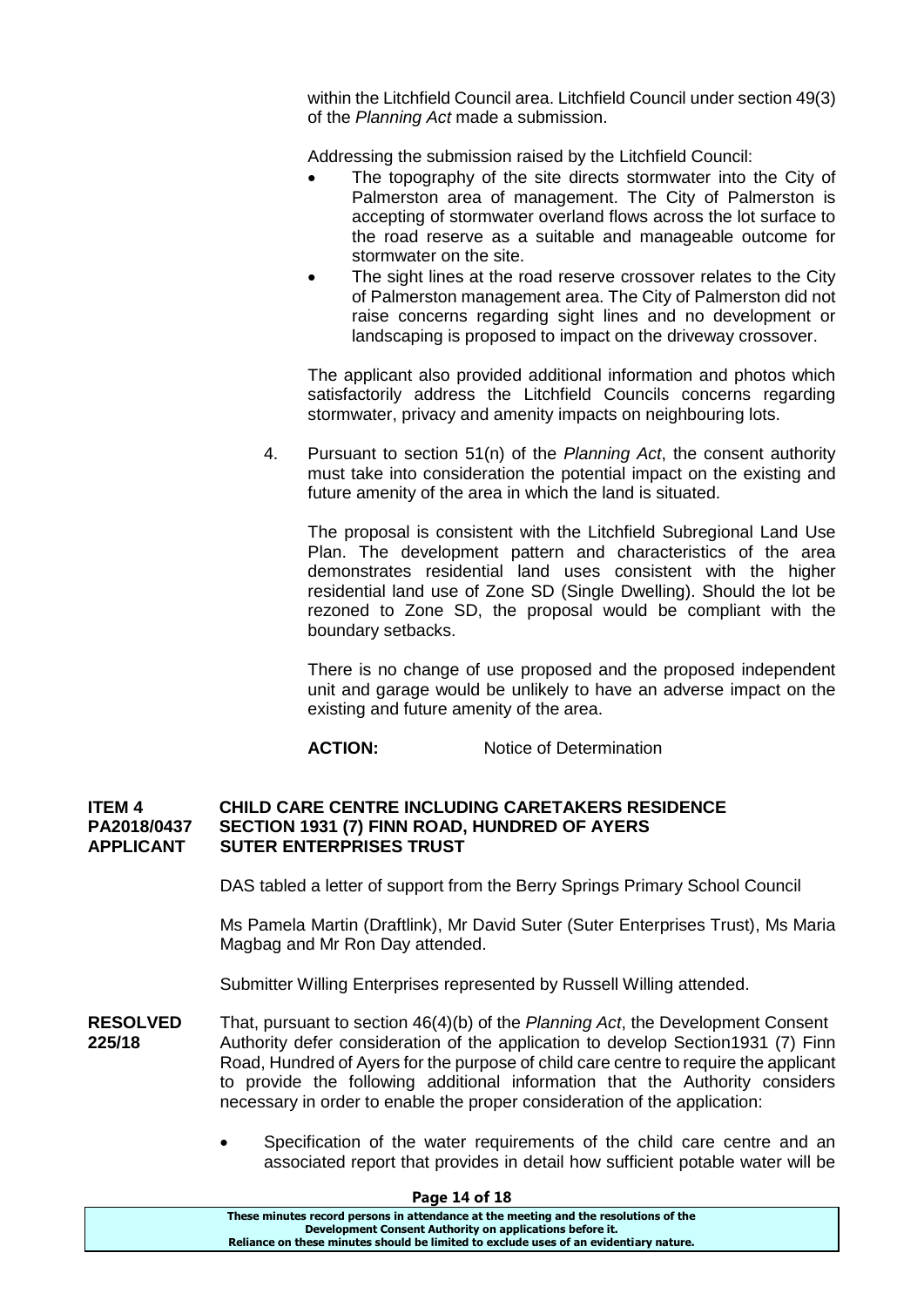within the Litchfield Council area. Litchfield Council under section 49(3) of the *Planning Act* made a submission.

Addressing the submission raised by the Litchfield Council:

- The topography of the site directs stormwater into the City of Palmerston area of management. The City of Palmerston is accepting of stormwater overland flows across the lot surface to the road reserve as a suitable and manageable outcome for stormwater on the site.
- The sight lines at the road reserve crossover relates to the City of Palmerston management area. The City of Palmerston did not raise concerns regarding sight lines and no development or landscaping is proposed to impact on the driveway crossover.

The applicant also provided additional information and photos which satisfactorily address the Litchfield Councils concerns regarding stormwater, privacy and amenity impacts on neighbouring lots.

4. Pursuant to section 51(n) of the *Planning Act*, the consent authority must take into consideration the potential impact on the existing and future amenity of the area in which the land is situated.

   The proposal is consistent with the Litchfield Subregional Land Use Plan. The development pattern and characteristics of the area demonstrates residential land uses consistent with the higher residential land use of Zone SD (Single Dwelling). Should the lot be rezoned to Zone SD, the proposal would be compliant with the boundary setbacks.

   There is no change of use proposed and the proposed independent unit and garage would be unlikely to have an adverse impact on the existing and future amenity of the area.

   **ACTION:** Notice of Determination

**ITEM 4 CHILD CARE CENTRE INCLUDING CARETAKERS RESIDENCE**
**PA2018/0437 SECTION 1931 (7) FINN ROAD, HUNDRED OF AYERS**
**APPLICANT SUTER ENTERPRISES TRUST**

DAS tabled a letter of support from the Berry Springs Primary School Council

Ms Pamela Martin (Draftlink), Mr David Suter (Suter Enterprises Trust), Ms Maria Magbag and Mr Ron Day attended.

Submitter Willing Enterprises represented by Russell Willing attended.

**RESOLVED 225/18**

That, pursuant to section 46(4)(b) of the *Planning Act*, the Development Consent Authority defer consideration of the application to develop Section1931 (7) Finn Road, Hundred of Ayers for the purpose of child care centre to require the applicant to provide the following additional information that the Authority considers necessary in order to enable the proper consideration of the application:

- Specification of the water requirements of the child care centre and an associated report that provides in detail how sufficient potable water will be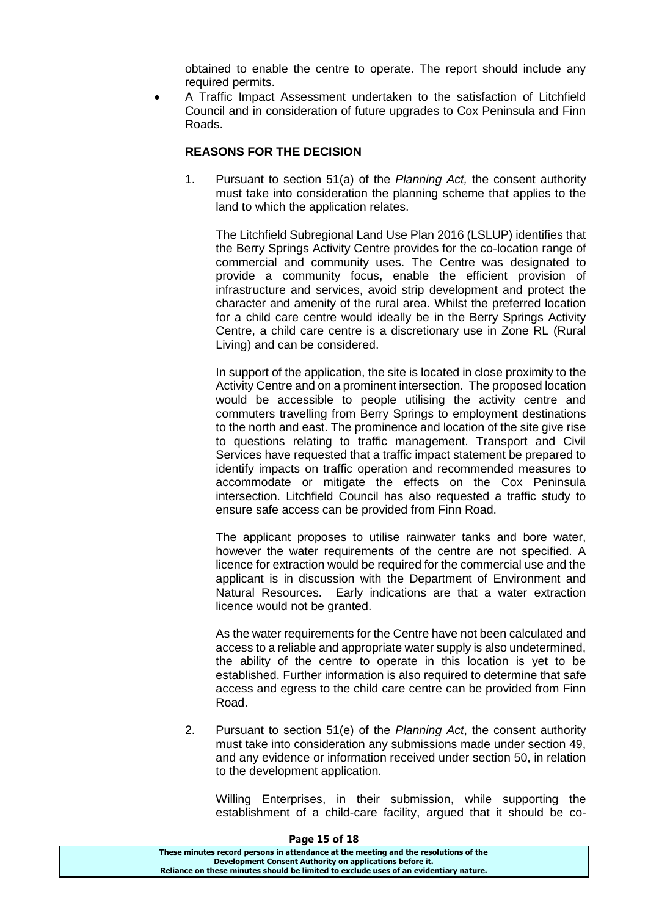obtained to enable the centre to operate. The report should include any required permits.

- A Traffic Impact Assessment undertaken to the satisfaction of Litchfield Council and in consideration of future upgrades to Cox Peninsula and Finn Roads.

**REASONS FOR THE DECISION**

1. Pursuant to section 51(a) of the *Planning Act,* the consent authority must take into consideration the planning scheme that applies to the land to which the application relates.

   The Litchfield Subregional Land Use Plan 2016 (LSLUP) identifies that the Berry Springs Activity Centre provides for the co-location range of commercial and community uses. The Centre was designated to provide a community focus, enable the efficient provision of infrastructure and services, avoid strip development and protect the character and amenity of the rural area. Whilst the preferred location for a child care centre would ideally be in the Berry Springs Activity Centre, a child care centre is a discretionary use in Zone RL (Rural Living) and can be considered.

   In support of the application, the site is located in close proximity to the Activity Centre and on a prominent intersection. The proposed location would be accessible to people utilising the activity centre and commuters travelling from Berry Springs to employment destinations to the north and east. The prominence and location of the site give rise to questions relating to traffic management. Transport and Civil Services have requested that a traffic impact statement be prepared to identify impacts on traffic operation and recommended measures to accommodate or mitigate the effects on the Cox Peninsula intersection. Litchfield Council has also requested a traffic study to ensure safe access can be provided from Finn Road.

   The applicant proposes to utilise rainwater tanks and bore water, however the water requirements of the centre are not specified. A licence for extraction would be required for the commercial use and the applicant is in discussion with the Department of Environment and Natural Resources. Early indications are that a water extraction licence would not be granted.

   As the water requirements for the Centre have not been calculated and access to a reliable and appropriate water supply is also undetermined, the ability of the centre to operate in this location is yet to be established. Further information is also required to determine that safe access and egress to the child care centre can be provided from Finn Road.

2. Pursuant to section 51(e) of the *Planning Act*, the consent authority must take into consideration any submissions made under section 49, and any evidence or information received under section 50, in relation to the development application.

   Willing Enterprises, in their submission, while supporting the establishment of a child-care facility, argued that it should be co-

These minutes record persons in attendance at the meeting and the resolutions of the Development Consent Authority on applications before it.
Reliance on these minutes should be limited to exclude uses of an evidentiary nature.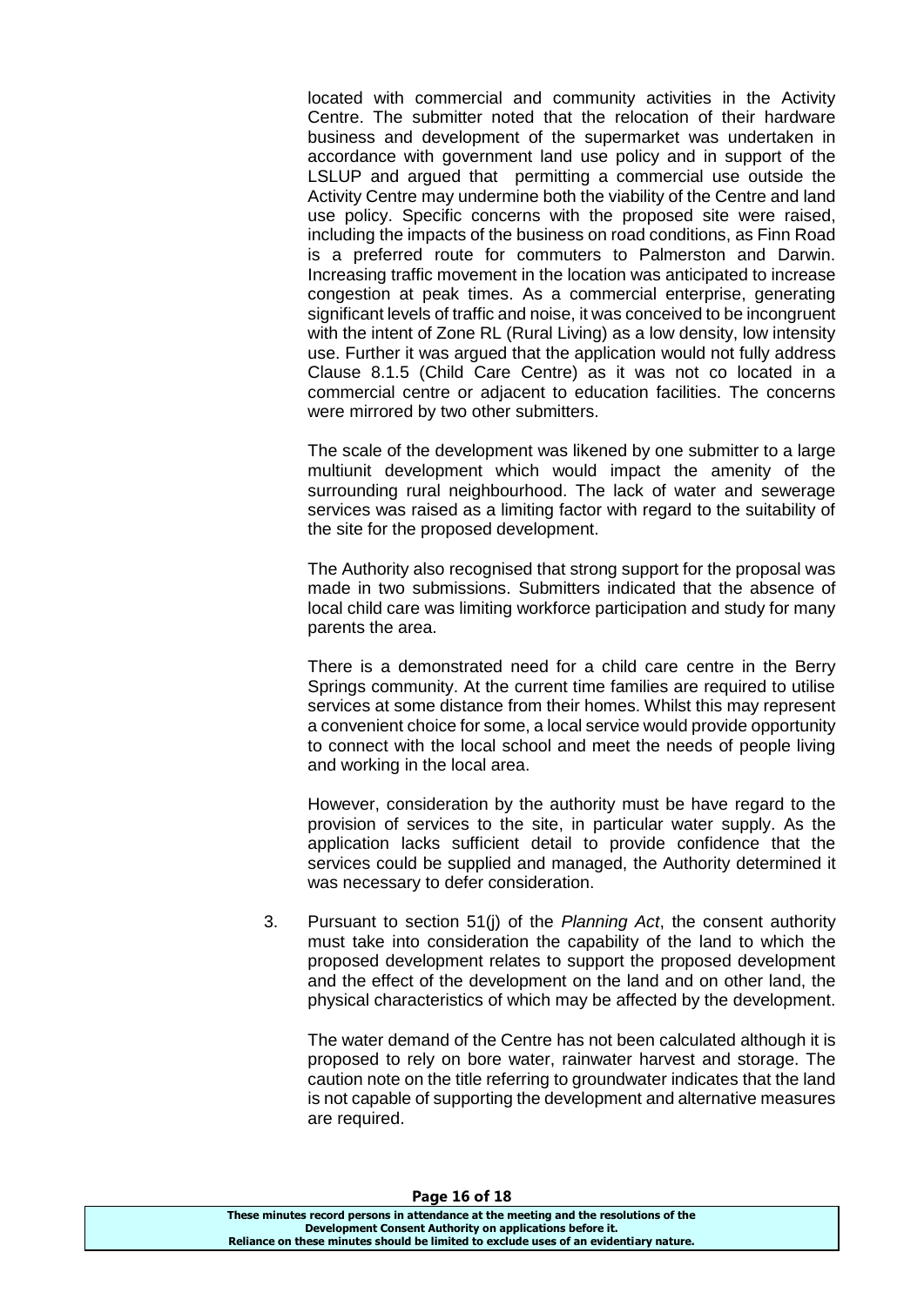located with commercial and community activities in the Activity Centre. The submitter noted that the relocation of their hardware business and development of the supermarket was undertaken in accordance with government land use policy and in support of the LSLUP and argued that permitting a commercial use outside the Activity Centre may undermine both the viability of the Centre and land use policy. Specific concerns with the proposed site were raised, including the impacts of the business on road conditions, as Finn Road is a preferred route for commuters to Palmerston and Darwin. Increasing traffic movement in the location was anticipated to increase congestion at peak times. As a commercial enterprise, generating significant levels of traffic and noise, it was conceived to be incongruent with the intent of Zone RL (Rural Living) as a low density, low intensity use. Further it was argued that the application would not fully address Clause 8.1.5 (Child Care Centre) as it was not co located in a commercial centre or adjacent to education facilities. The concerns were mirrored by two other submitters.

The scale of the development was likened by one submitter to a large multiunit development which would impact the amenity of the surrounding rural neighbourhood. The lack of water and sewerage services was raised as a limiting factor with regard to the suitability of the site for the proposed development.

The Authority also recognised that strong support for the proposal was made in two submissions. Submitters indicated that the absence of local child care was limiting workforce participation and study for many parents the area.

There is a demonstrated need for a child care centre in the Berry Springs community. At the current time families are required to utilise services at some distance from their homes. Whilst this may represent a convenient choice for some, a local service would provide opportunity to connect with the local school and meet the needs of people living and working in the local area.

However, consideration by the authority must be have regard to the provision of services to the site, in particular water supply. As the application lacks sufficient detail to provide confidence that the services could be supplied and managed, the Authority determined it was necessary to defer consideration.

3. Pursuant to section 51(j) of the *Planning Act*, the consent authority must take into consideration the capability of the land to which the proposed development relates to support the proposed development and the effect of the development on the land and on other land, the physical characteristics of which may be affected by the development.

   The water demand of the Centre has not been calculated although it is proposed to rely on bore water, rainwater harvest and storage. The caution note on the title referring to groundwater indicates that the land is not capable of supporting the development and alternative measures are required.

**These minutes record persons in attendance at the meeting and the resolutions of the Development Consent Authority on applications before it. Reliance on these minutes should be limited to exclude uses of an evidentiary nature.**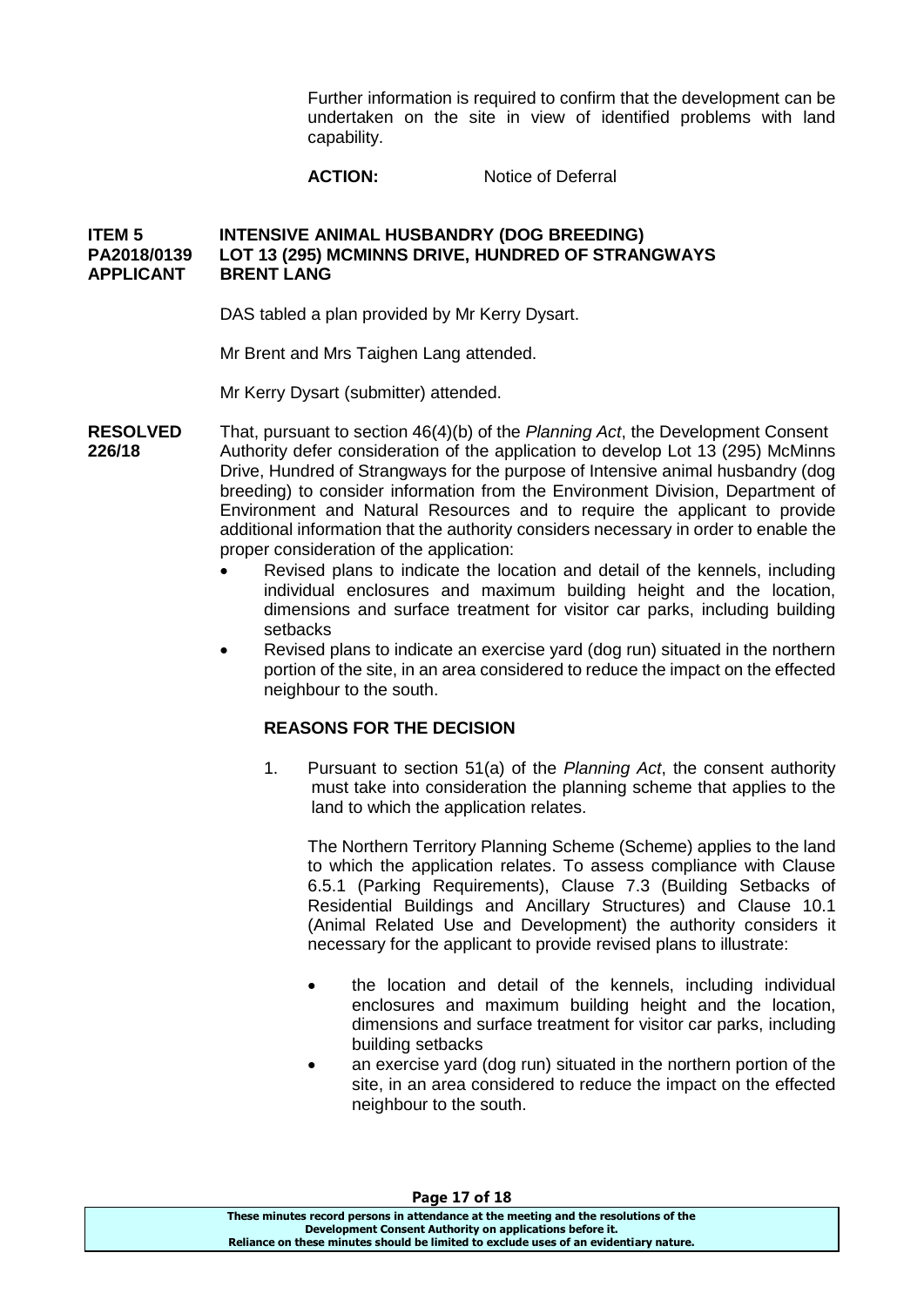Further information is required to confirm that the development can be undertaken on the site in view of identified problems with land capability.

**ACTION:** Notice of Deferral

**ITEM 5 INTENSIVE ANIMAL HUSBANDRY (DOG BREEDING)**
**PA2018/0139 LOT 13 (295) MCMINNS DRIVE, HUNDRED OF STRANGWAYS**
**APPLICANT BRENT LANG**

DAS tabled a plan provided by Mr Kerry Dysart.

Mr Brent and Mrs Taighen Lang attended.

Mr Kerry Dysart (submitter) attended.

**RESOLVED 226/18**

That, pursuant to section 46(4)(b) of the *Planning Act*, the Development Consent Authority defer consideration of the application to develop Lot 13 (295) McMinns Drive, Hundred of Strangways for the purpose of Intensive animal husbandry (dog breeding) to consider information from the Environment Division, Department of Environment and Natural Resources and to require the applicant to provide additional information that the authority considers necessary in order to enable the proper consideration of the application:

- Revised plans to indicate the location and detail of the kennels, including individual enclosures and maximum building height and the location, dimensions and surface treatment for visitor car parks, including building setbacks
- Revised plans to indicate an exercise yard (dog run) situated in the northern portion of the site, in an area considered to reduce the impact on the effected neighbour to the south.

**REASONS FOR THE DECISION**

1. Pursuant to section 51(a) of the *Planning Act*, the consent authority must take into consideration the planning scheme that applies to the land to which the application relates.

   The Northern Territory Planning Scheme (Scheme) applies to the land to which the application relates. To assess compliance with Clause 6.5.1 (Parking Requirements), Clause 7.3 (Building Setbacks of Residential Buildings and Ancillary Structures) and Clause 10.1 (Animal Related Use and Development) the authority considers it necessary for the applicant to provide revised plans to illustrate:

   - the location and detail of the kennels, including individual enclosures and maximum building height and the location, dimensions and surface treatment for visitor car parks, including building setbacks
   - an exercise yard (dog run) situated in the northern portion of the site, in an area considered to reduce the impact on the effected neighbour to the south.

These minutes record persons in attendance at the meeting and the resolutions of the Development Consent Authority on applications before it.
Reliance on these minutes should be limited to exclude uses of an evidentiary nature.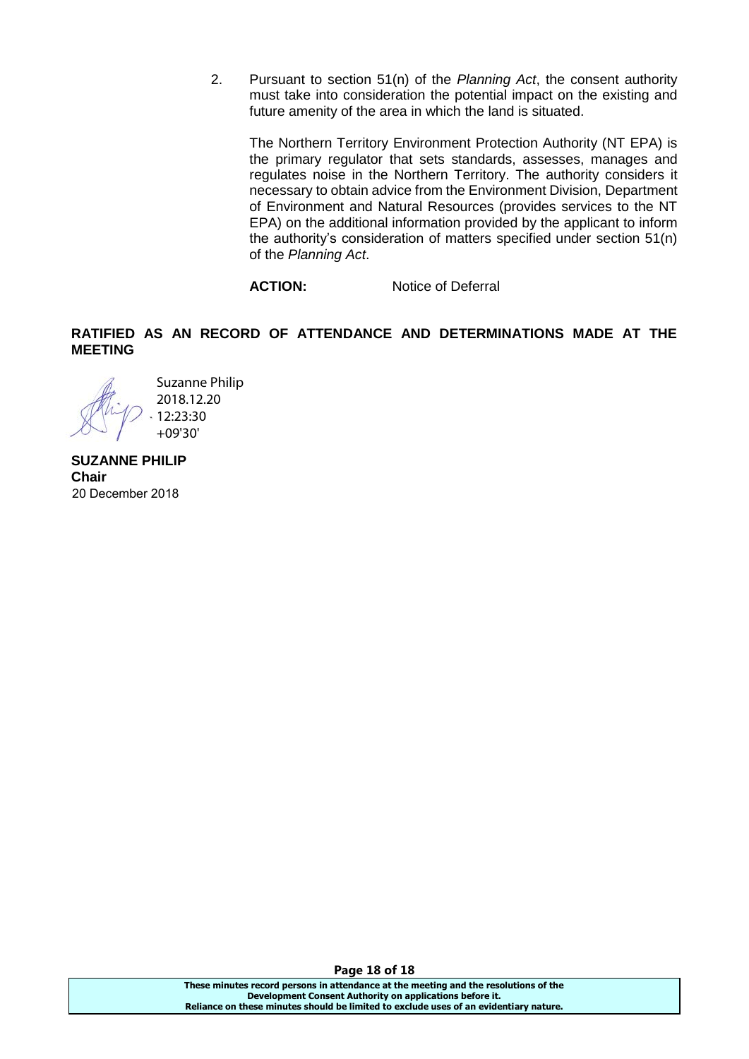2. Pursuant to section 51(n) of the *Planning Act*, the consent authority must take into consideration the potential impact on the existing and future amenity of the area in which the land is situated.

   The Northern Territory Environment Protection Authority (NT EPA) is the primary regulator that sets standards, assesses, manages and regulates noise in the Northern Territory. The authority considers it necessary to obtain advice from the Environment Division, Department of Environment and Natural Resources (provides services to the NT EPA) on the additional information provided by the applicant to inform the authority's consideration of matters specified under section 51(n) of the *Planning Act*.

   **ACTION:** Notice of Deferral

**RATIFIED AS AN RECORD OF ATTENDANCE AND DETERMINATIONS MADE AT THE MEETING**

Suzanne Philip
2018.12.20
12:23:30
+09'30'

**SUZANNE PHILIP**
**Chair**
20 December 2018

**These minutes record persons in attendance at the meeting and the resolutions of the Development Consent Authority on applications before it.**
**Reliance on these minutes should be limited to exclude uses of an evidentiary nature.**